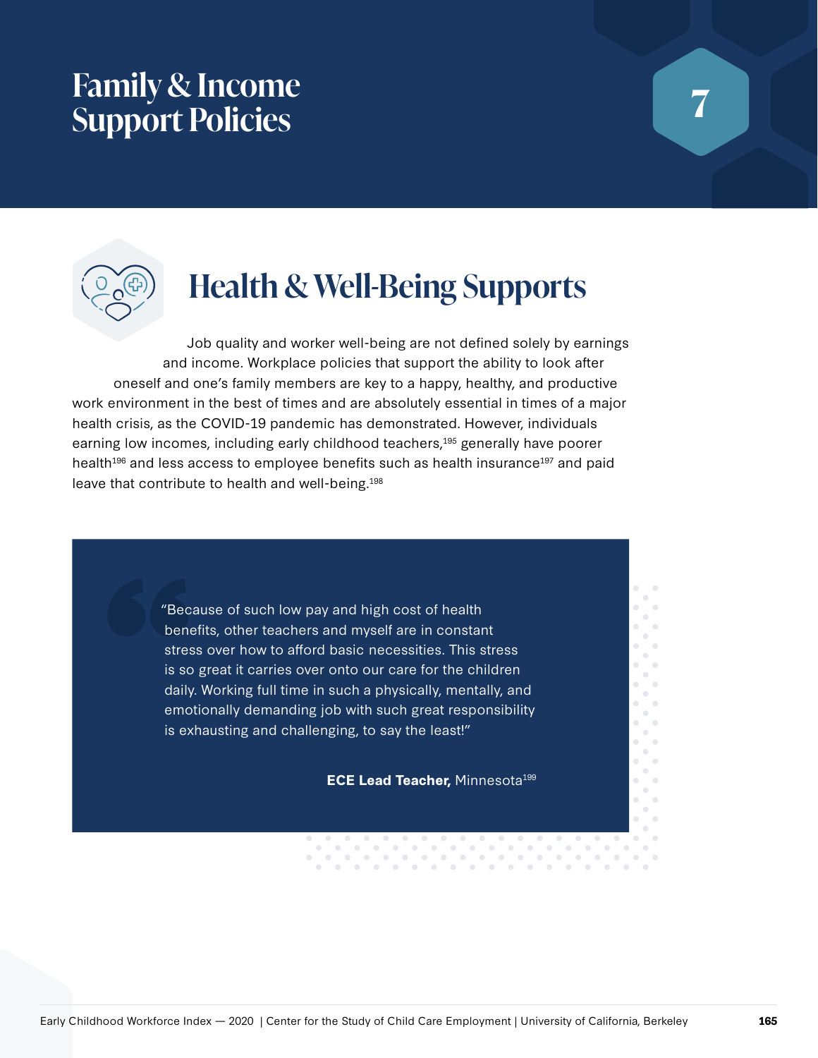# Family & Income Support Policies

7

## Health & Well-Being Supports

Job quality and worker well-being are not defined solely by earnings and income. Workplace policies that support the ability to look after oneself and one's family members are key to a happy, healthy, and productive work environment in the best of times and are absolutely essential in times of a major health crisis, as the COVID-19 pandemic has demonstrated. However, individuals earning low incomes, including early childhood teachers,[195] generally have poorer health[196] and less access to employee benefits such as health insurance[197] and paid leave that contribute to health and well-being.[198]

> "Because of such low pay and high cost of health benefits, other teachers and myself are in constant stress over how to afford basic necessities. This stress is so great it carries over onto our care for the children daily. Working full time in such a physically, mentally, and emotionally demanding job with such great responsibility is exhausting and challenging, to say the least!"
>
> **ECE Lead Teacher,** Minnesota[199]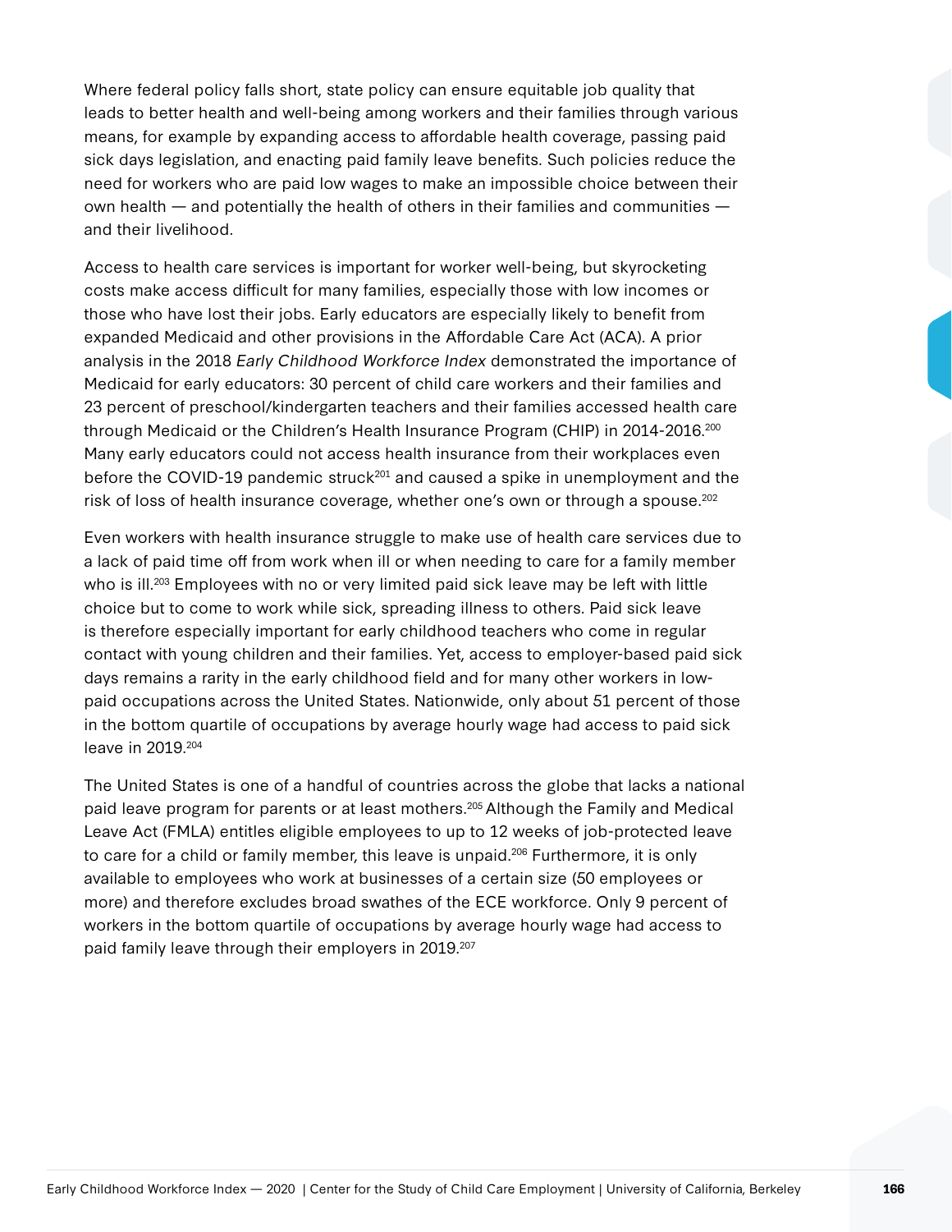Where federal policy falls short, state policy can ensure equitable job quality that leads to better health and well-being among workers and their families through various means, for example by expanding access to affordable health coverage, passing paid sick days legislation, and enacting paid family leave benefits. Such policies reduce the need for workers who are paid low wages to make an impossible choice between their own health — and potentially the health of others in their families and communities — and their livelihood.

Access to health care services is important for worker well-being, but skyrocketing costs make access difficult for many families, especially those with low incomes or those who have lost their jobs. Early educators are especially likely to benefit from expanded Medicaid and other provisions in the Affordable Care Act (ACA). A prior analysis in the 2018 *Early Childhood Workforce Index* demonstrated the importance of Medicaid for early educators: 30 percent of child care workers and their families and 23 percent of preschool/kindergarten teachers and their families accessed health care through Medicaid or the Children's Health Insurance Program (CHIP) in 2014-2016.[200] Many early educators could not access health insurance from their workplaces even before the COVID-19 pandemic struck[201] and caused a spike in unemployment and the risk of loss of health insurance coverage, whether one's own or through a spouse.[202]

Even workers with health insurance struggle to make use of health care services due to a lack of paid time off from work when ill or when needing to care for a family member who is ill.[203] Employees with no or very limited paid sick leave may be left with little choice but to come to work while sick, spreading illness to others. Paid sick leave is therefore especially important for early childhood teachers who come in regular contact with young children and their families. Yet, access to employer-based paid sick days remains a rarity in the early childhood field and for many other workers in low-paid occupations across the United States. Nationwide, only about 51 percent of those in the bottom quartile of occupations by average hourly wage had access to paid sick leave in 2019.[204]

The United States is one of a handful of countries across the globe that lacks a national paid leave program for parents or at least mothers.[205] Although the Family and Medical Leave Act (FMLA) entitles eligible employees to up to 12 weeks of job-protected leave to care for a child or family member, this leave is unpaid.[206] Furthermore, it is only available to employees who work at businesses of a certain size (50 employees or more) and therefore excludes broad swathes of the ECE workforce. Only 9 percent of workers in the bottom quartile of occupations by average hourly wage had access to paid family leave through their employers in 2019.[207]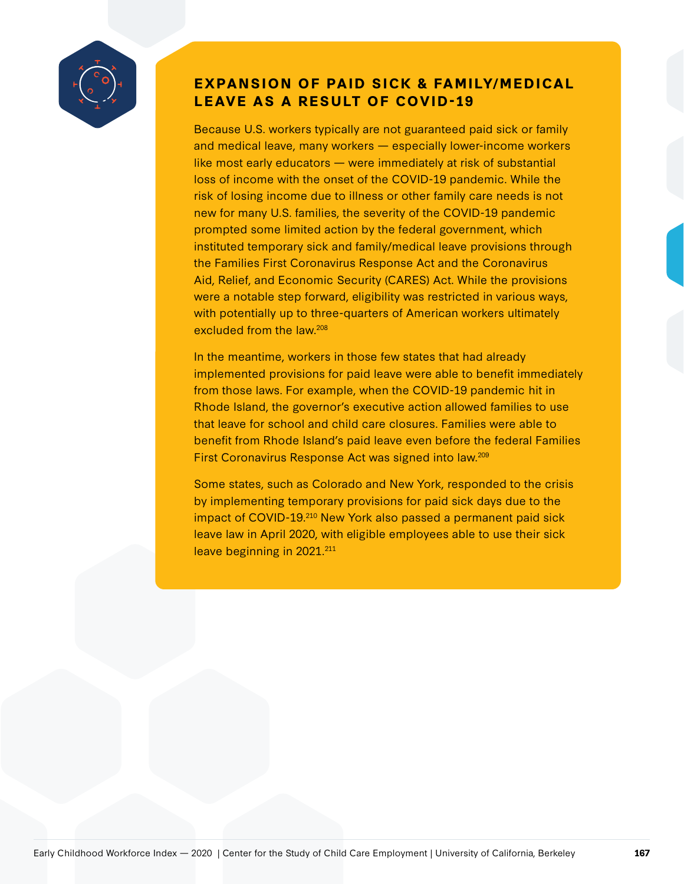## EXPANSION OF PAID SICK & FAMILY/MEDICAL LEAVE AS A RESULT OF COVID-19

Because U.S. workers typically are not guaranteed paid sick or family and medical leave, many workers — especially lower-income workers like most early educators — were immediately at risk of substantial loss of income with the onset of the COVID-19 pandemic. While the risk of losing income due to illness or other family care needs is not new for many U.S. families, the severity of the COVID-19 pandemic prompted some limited action by the federal government, which instituted temporary sick and family/medical leave provisions through the Families First Coronavirus Response Act and the Coronavirus Aid, Relief, and Economic Security (CARES) Act. While the provisions were a notable step forward, eligibility was restricted in various ways, with potentially up to three-quarters of American workers ultimately excluded from the law.[208]

In the meantime, workers in those few states that had already implemented provisions for paid leave were able to benefit immediately from those laws. For example, when the COVID-19 pandemic hit in Rhode Island, the governor's executive action allowed families to use that leave for school and child care closures. Families were able to benefit from Rhode Island's paid leave even before the federal Families First Coronavirus Response Act was signed into law.[209]

Some states, such as Colorado and New York, responded to the crisis by implementing temporary provisions for paid sick days due to the impact of COVID-19.[210] New York also passed a permanent paid sick leave law in April 2020, with eligible employees able to use their sick leave beginning in 2021.[211]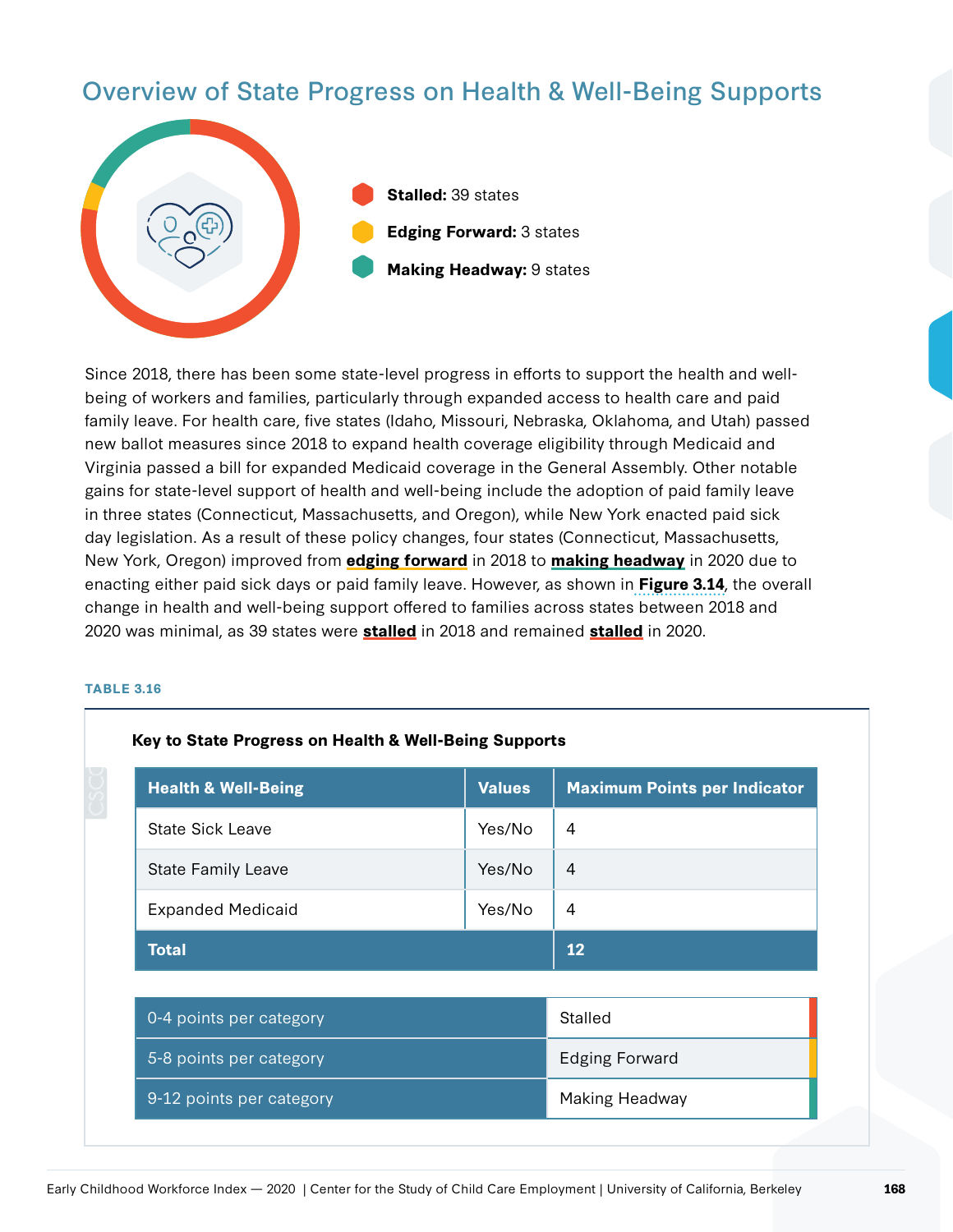## Overview of State Progress on Health & Well-Being Supports

- **Stalled:** 39 states
- **Edging Forward:** 3 states
- **Making Headway:** 9 states

Since 2018, there has been some state-level progress in efforts to support the health and well-being of workers and families, particularly through expanded access to health care and paid family leave. For health care, five states (Idaho, Missouri, Nebraska, Oklahoma, and Utah) passed new ballot measures since 2018 to expand health coverage eligibility through Medicaid and Virginia passed a bill for expanded Medicaid coverage in the General Assembly. Other notable gains for state-level support of health and well-being include the adoption of paid family leave in three states (Connecticut, Massachusetts, and Oregon), while New York enacted paid sick day legislation. As a result of these policy changes, four states (Connecticut, Massachusetts, New York, Oregon) improved from **edging forward** in 2018 to **making headway** in 2020 due to enacting either paid sick days or paid family leave. However, as shown in **Figure 3.14**, the overall change in health and well-being support offered to families across states between 2018 and 2020 was minimal, as 39 states were **stalled** in 2018 and remained **stalled** in 2020.

**TABLE 3.16**

**Key to State Progress on Health & Well-Being Supports**

| Health & Well-Being | Values | Maximum Points per Indicator |
|---|---|---|
| State Sick Leave | Yes/No | 4 |
| State Family Leave | Yes/No | 4 |
| Expanded Medicaid | Yes/No | 4 |
| **Total** | | **12** |

| Points | Category |
|---|---|
| 0-4 points per category | Stalled |
| 5-8 points per category | Edging Forward |
| 9-12 points per category | Making Headway |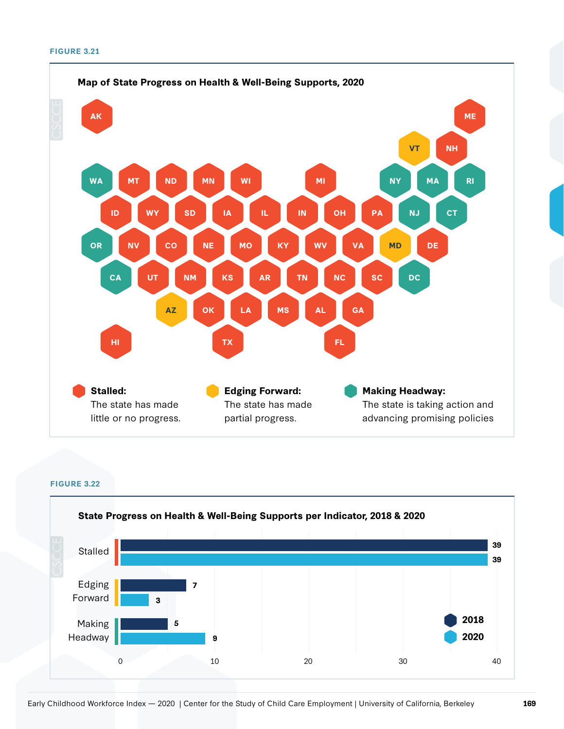**FIGURE 3.21**

**Map of State Progress on Health & Well-Being Supports, 2020**

| Category | States |
|---|---|
| Stalled: The state has made little or no progress. | AK, ME, NH, MT, ND, MN, WI, MI, ID, WY, SD, IA, IL, IN, OH, PA, NV, CO, NE, MO, KY, WV, VA, DE, UT, NM, KS, AR, TN, NC, SC, OK, LA, MS, AL, GA, HI, TX, FL |
| Edging Forward: The state has made partial progress. | VT, MD, AZ |
| Making Headway: The state is taking action and advancing promising policies | WA, NY, MA, RI, NJ, CT, OR, CA, DC |

**FIGURE 3.22**

**State Progress on Health & Well-Being Supports per Indicator, 2018 & 2020**

| | 2018 | 2020 |
|---|---|---|
| Stalled | 39 | 39 |
| Edging Forward | 7 | 3 |
| Making Headway | 5 | 9 |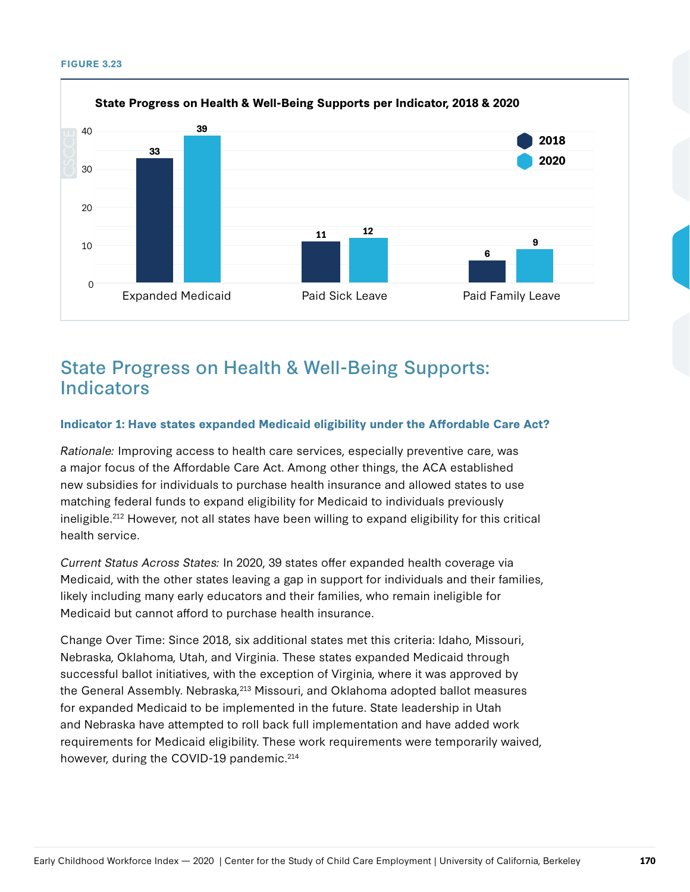FIGURE 3.23

**State Progress on Health & Well-Being Supports per Indicator, 2018 & 2020**

| Indicator | 2018 | 2020 |
| --- | --- | --- |
| Expanded Medicaid | 33 | 39 |
| Paid Sick Leave | 11 | 12 |
| Paid Family Leave | 6 | 9 |

## State Progress on Health & Well-Being Supports: Indicators

### Indicator 1: Have states expanded Medicaid eligibility under the Affordable Care Act?

*Rationale:* Improving access to health care services, especially preventive care, was a major focus of the Affordable Care Act. Among other things, the ACA established new subsidies for individuals to purchase health insurance and allowed states to use matching federal funds to expand eligibility for Medicaid to individuals previously ineligible.[212] However, not all states have been willing to expand eligibility for this critical health service.

*Current Status Across States:* In 2020, 39 states offer expanded health coverage via Medicaid, with the other states leaving a gap in support for individuals and their families, likely including many early educators and their families, who remain ineligible for Medicaid but cannot afford to purchase health insurance.

Change Over Time: Since 2018, six additional states met this criteria: Idaho, Missouri, Nebraska, Oklahoma, Utah, and Virginia. These states expanded Medicaid through successful ballot initiatives, with the exception of Virginia, where it was approved by the General Assembly. Nebraska,[213] Missouri, and Oklahoma adopted ballot measures for expanded Medicaid to be implemented in the future. State leadership in Utah and Nebraska have attempted to roll back full implementation and have added work requirements for Medicaid eligibility. These work requirements were temporarily waived, however, during the COVID-19 pandemic.[214]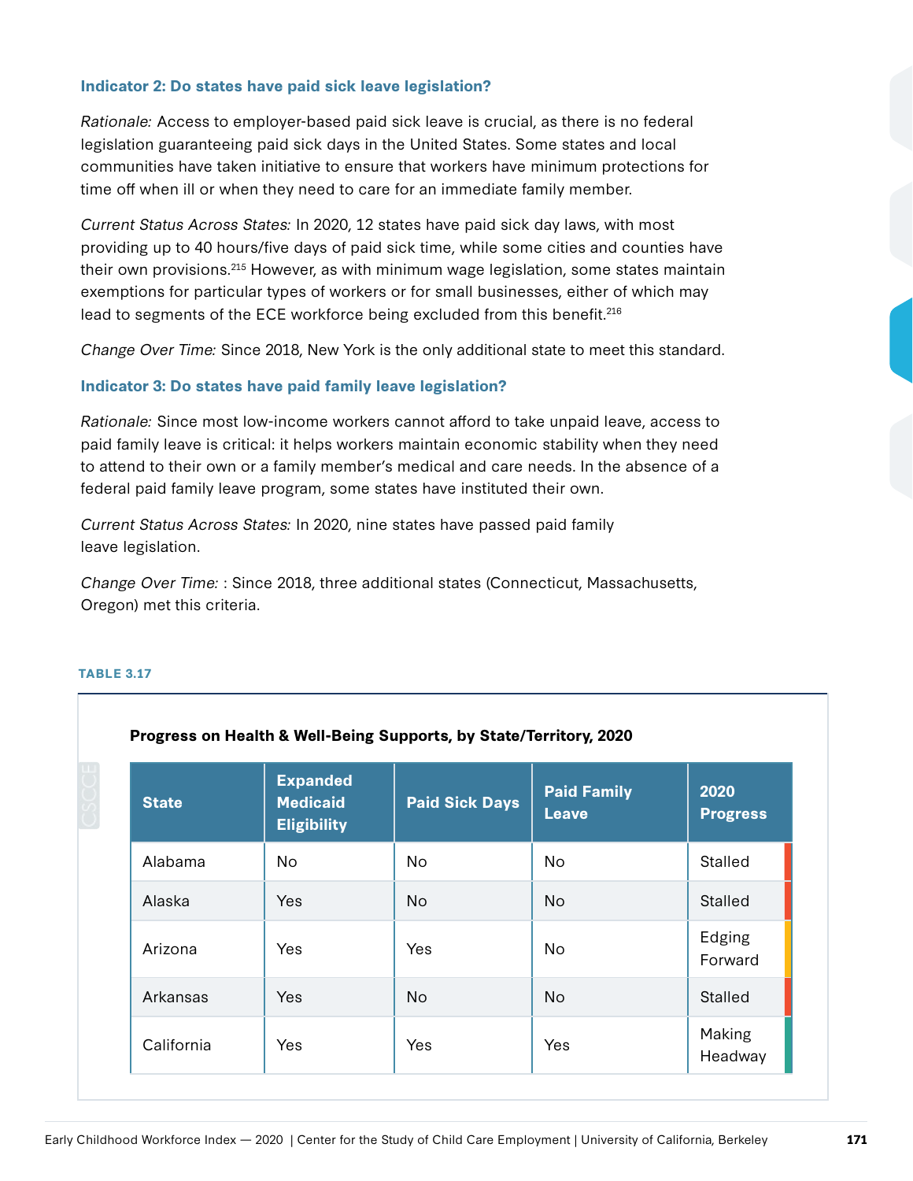### Indicator 2: Do states have paid sick leave legislation?

*Rationale:* Access to employer-based paid sick leave is crucial, as there is no federal legislation guaranteeing paid sick days in the United States. Some states and local communities have taken initiative to ensure that workers have minimum protections for time off when ill or when they need to care for an immediate family member.

*Current Status Across States:* In 2020, 12 states have paid sick day laws, with most providing up to 40 hours/five days of paid sick time, while some cities and counties have their own provisions.[215] However, as with minimum wage legislation, some states maintain exemptions for particular types of workers or for small businesses, either of which may lead to segments of the ECE workforce being excluded from this benefit.[216]

*Change Over Time:* Since 2018, New York is the only additional state to meet this standard.

### Indicator 3: Do states have paid family leave legislation?

*Rationale:* Since most low-income workers cannot afford to take unpaid leave, access to paid family leave is critical: it helps workers maintain economic stability when they need to attend to their own or a family member's medical and care needs. In the absence of a federal paid family leave program, some states have instituted their own.

*Current Status Across States:* In 2020, nine states have passed paid family leave legislation.

*Change Over Time:* : Since 2018, three additional states (Connecticut, Massachusetts, Oregon) met this criteria.

**TABLE 3.17**

**Progress on Health & Well-Being Supports, by State/Territory, 2020**

| State | Expanded Medicaid Eligibility | Paid Sick Days | Paid Family Leave | 2020 Progress |
|---|---|---|---|---|
| Alabama | No | No | No | Stalled |
| Alaska | Yes | No | No | Stalled |
| Arizona | Yes | Yes | No | Edging Forward |
| Arkansas | Yes | No | No | Stalled |
| California | Yes | Yes | Yes | Making Headway |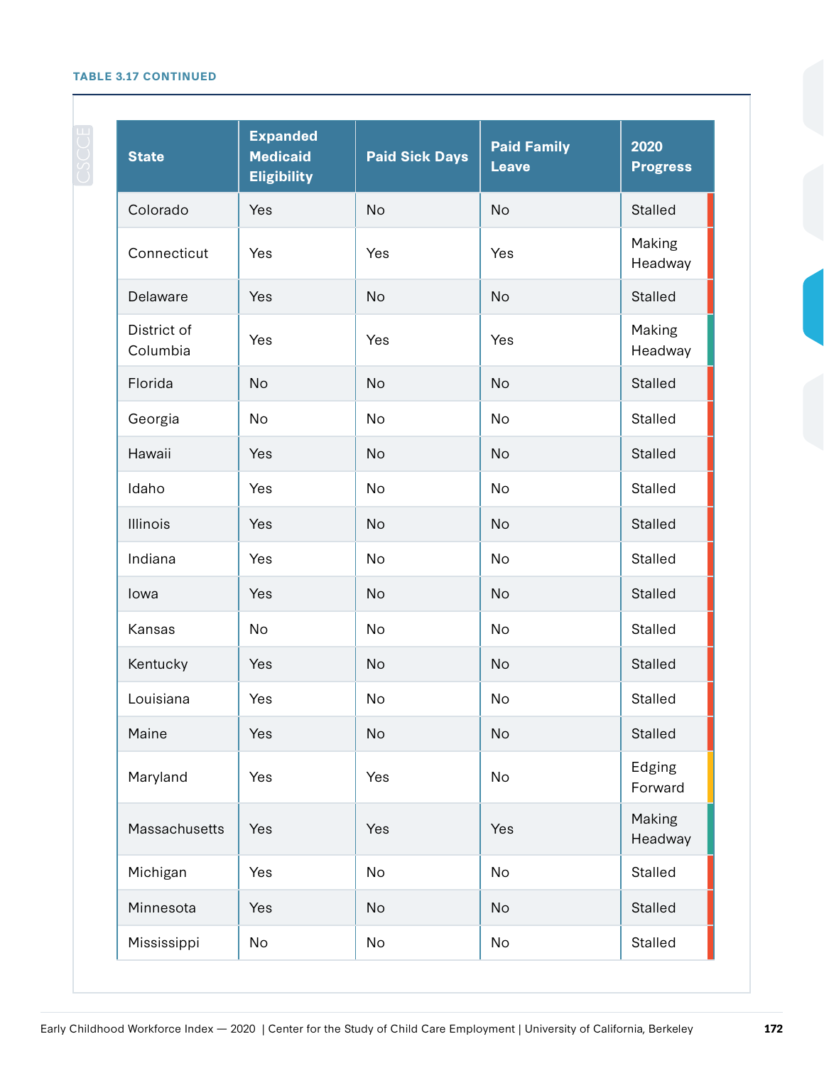**TABLE 3.17 CONTINUED**

| State | Expanded Medicaid Eligibility | Paid Sick Days | Paid Family Leave | 2020 Progress |
|---|---|---|---|---|
| Colorado | Yes | No | No | Stalled |
| Connecticut | Yes | Yes | Yes | Making Headway |
| Delaware | Yes | No | No | Stalled |
| District of Columbia | Yes | Yes | Yes | Making Headway |
| Florida | No | No | No | Stalled |
| Georgia | No | No | No | Stalled |
| Hawaii | Yes | No | No | Stalled |
| Idaho | Yes | No | No | Stalled |
| Illinois | Yes | No | No | Stalled |
| Indiana | Yes | No | No | Stalled |
| Iowa | Yes | No | No | Stalled |
| Kansas | No | No | No | Stalled |
| Kentucky | Yes | No | No | Stalled |
| Louisiana | Yes | No | No | Stalled |
| Maine | Yes | No | No | Stalled |
| Maryland | Yes | Yes | No | Edging Forward |
| Massachusetts | Yes | Yes | Yes | Making Headway |
| Michigan | Yes | No | No | Stalled |
| Minnesota | Yes | No | No | Stalled |
| Mississippi | No | No | No | Stalled |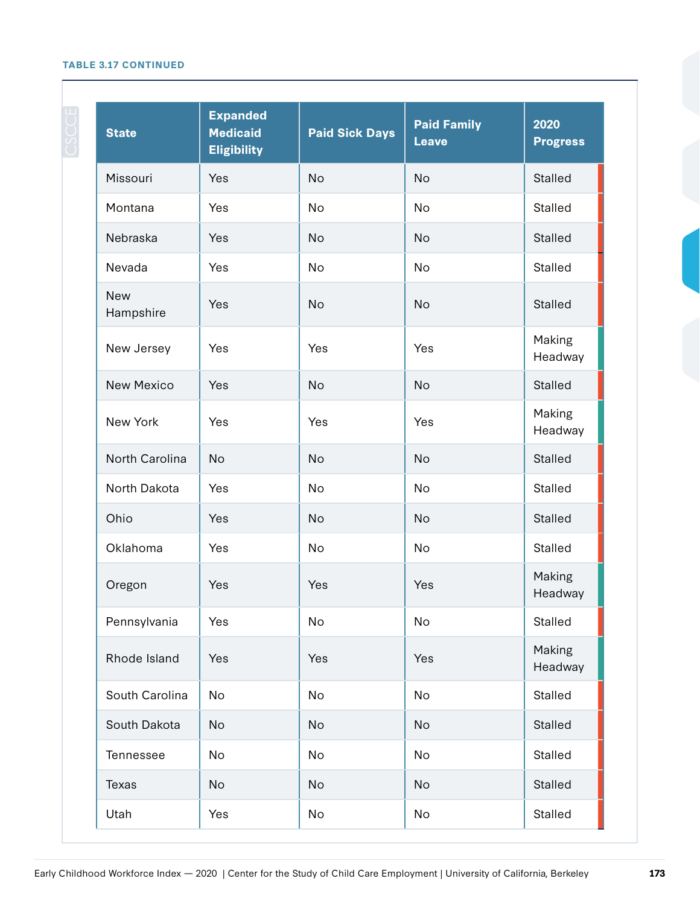**TABLE 3.17 CONTINUED**

| State | Expanded Medicaid Eligibility | Paid Sick Days | Paid Family Leave | 2020 Progress |
|---|---|---|---|---|
| Missouri | Yes | No | No | Stalled |
| Montana | Yes | No | No | Stalled |
| Nebraska | Yes | No | No | Stalled |
| Nevada | Yes | No | No | Stalled |
| New Hampshire | Yes | No | No | Stalled |
| New Jersey | Yes | Yes | Yes | Making Headway |
| New Mexico | Yes | No | No | Stalled |
| New York | Yes | Yes | Yes | Making Headway |
| North Carolina | No | No | No | Stalled |
| North Dakota | Yes | No | No | Stalled |
| Ohio | Yes | No | No | Stalled |
| Oklahoma | Yes | No | No | Stalled |
| Oregon | Yes | Yes | Yes | Making Headway |
| Pennsylvania | Yes | No | No | Stalled |
| Rhode Island | Yes | Yes | Yes | Making Headway |
| South Carolina | No | No | No | Stalled |
| South Dakota | No | No | No | Stalled |
| Tennessee | No | No | No | Stalled |
| Texas | No | No | No | Stalled |
| Utah | Yes | No | No | Stalled |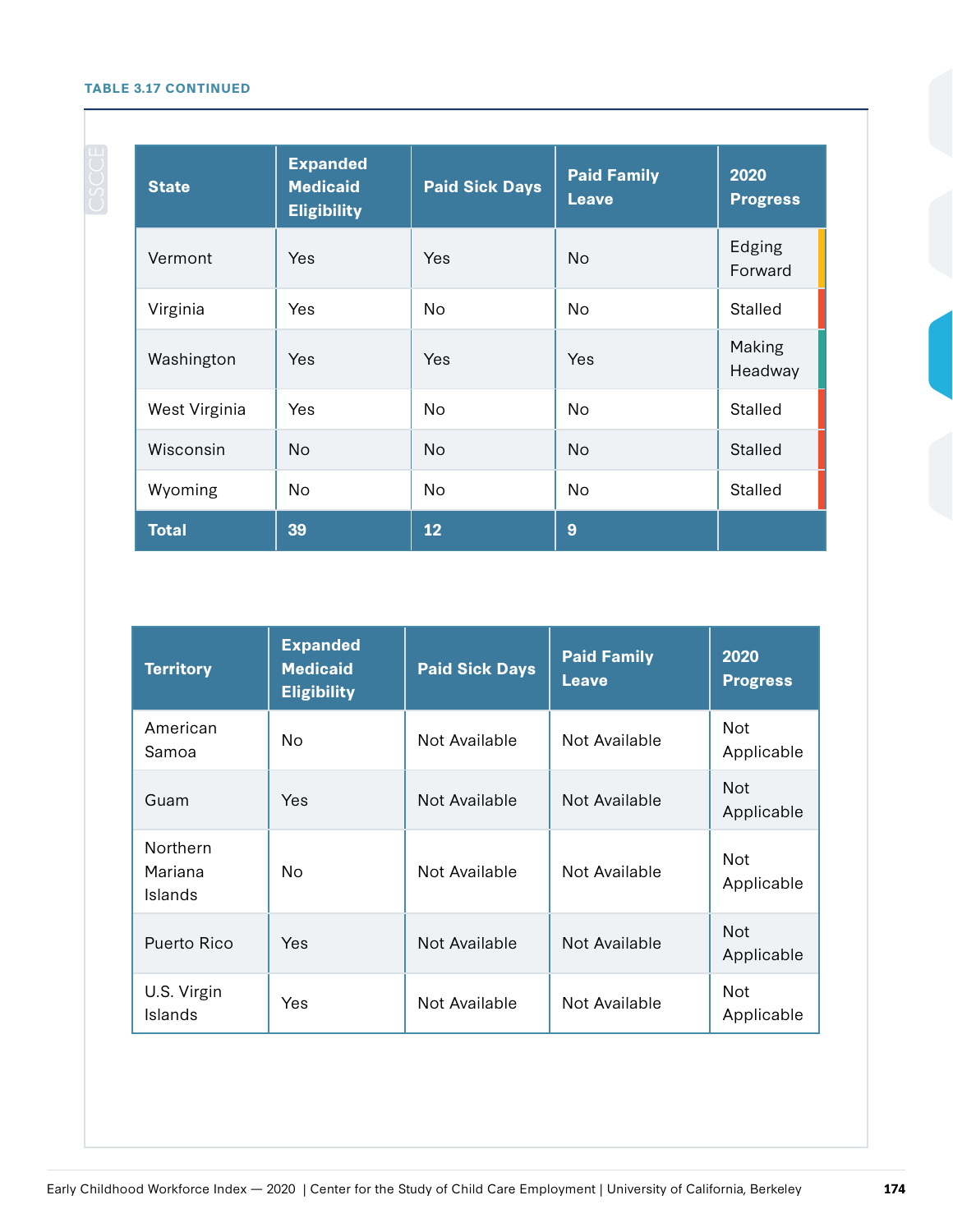**TABLE 3.17 CONTINUED**

| State | Expanded Medicaid Eligibility | Paid Sick Days | Paid Family Leave | 2020 Progress |
|---|---|---|---|---|
| Vermont | Yes | Yes | No | Edging Forward |
| Virginia | Yes | No | No | Stalled |
| Washington | Yes | Yes | Yes | Making Headway |
| West Virginia | Yes | No | No | Stalled |
| Wisconsin | No | No | No | Stalled |
| Wyoming | No | No | No | Stalled |
| **Total** | **39** | **12** | **9** | |

| Territory | Expanded Medicaid Eligibility | Paid Sick Days | Paid Family Leave | 2020 Progress |
|---|---|---|---|---|
| American Samoa | No | Not Available | Not Available | Not Applicable |
| Guam | Yes | Not Available | Not Available | Not Applicable |
| Northern Mariana Islands | No | Not Available | Not Available | Not Applicable |
| Puerto Rico | Yes | Not Available | Not Available | Not Applicable |
| U.S. Virgin Islands | Yes | Not Available | Not Available | Not Applicable |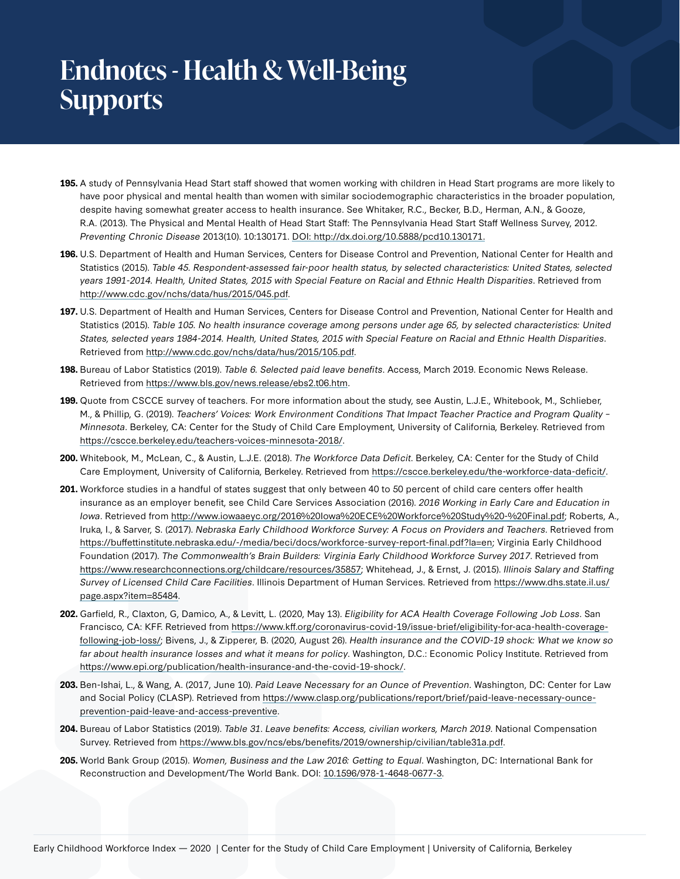# Endnotes - Health & Well-Being Supports

**195.** A study of Pennsylvania Head Start staff showed that women working with children in Head Start programs are more likely to have poor physical and mental health than women with similar sociodemographic characteristics in the broader population, despite having somewhat greater access to health insurance. See Whitaker, R.C., Becker, B.D., Herman, A.N., & Gooze, R.A. (2013). The Physical and Mental Health of Head Start Staff: The Pennsylvania Head Start Staff Wellness Survey, 2012. *Preventing Chronic Disease* 2013(10). 10:130171. DOI: http://dx.doi.org/10.5888/pcd10.130171.

**196.** U.S. Department of Health and Human Services, Centers for Disease Control and Prevention, National Center for Health and Statistics (2015). *Table 45. Respondent-assessed fair-poor health status, by selected characteristics: United States, selected years 1991-2014. Health, United States, 2015 with Special Feature on Racial and Ethnic Health Disparities*. Retrieved from http://www.cdc.gov/nchs/data/hus/2015/045.pdf.

**197.** U.S. Department of Health and Human Services, Centers for Disease Control and Prevention, National Center for Health and Statistics (2015). *Table 105. No health insurance coverage among persons under age 65, by selected characteristics: United States, selected years 1984-2014. Health, United States, 2015 with Special Feature on Racial and Ethnic Health Disparities*. Retrieved from http://www.cdc.gov/nchs/data/hus/2015/105.pdf.

**198.** Bureau of Labor Statistics (2019). *Table 6. Selected paid leave benefits*. Access, March 2019. Economic News Release. Retrieved from https://www.bls.gov/news.release/ebs2.t06.htm.

**199.** Quote from CSCCE survey of teachers. For more information about the study, see Austin, L.J.E., Whitebook, M., Schlieber, M., & Phillip, G. (2019). *Teachers' Voices: Work Environment Conditions That Impact Teacher Practice and Program Quality – Minnesota*. Berkeley, CA: Center for the Study of Child Care Employment, University of California, Berkeley. Retrieved from https://cscce.berkeley.edu/teachers-voices-minnesota-2018/.

**200.** Whitebook, M., McLean, C., & Austin, L.J.E. (2018). *The Workforce Data Deficit*. Berkeley, CA: Center for the Study of Child Care Employment, University of California, Berkeley. Retrieved from https://cscce.berkeley.edu/the-workforce-data-deficit/.

**201.** Workforce studies in a handful of states suggest that only between 40 to 50 percent of child care centers offer health insurance as an employer benefit, see Child Care Services Association (2016). *2016 Working in Early Care and Education in Iowa*. Retrieved from http://www.iowaaeyc.org/2016%20Iowa%20ECE%20Workforce%20Study%20-%20Final.pdf; Roberts, A., Iruka, I., & Sarver, S. (2017). *Nebraska Early Childhood Workforce Survey: A Focus on Providers and Teachers*. Retrieved from https://buffettinstitute.nebraska.edu/-/media/beci/docs/workforce-survey-report-final.pdf?la=en; Virginia Early Childhood Foundation (2017). *The Commonwealth's Brain Builders: Virginia Early Childhood Workforce Survey 2017*. Retrieved from https://www.researchconnections.org/childcare/resources/35857; Whitehead, J., & Ernst, J. (2015). *Illinois Salary and Staffing Survey of Licensed Child Care Facilities*. Illinois Department of Human Services. Retrieved from https://www.dhs.state.il.us/page.aspx?item=85484.

**202.** Garfield, R., Claxton, G, Damico, A., & Levitt, L. (2020, May 13). *Eligibility for ACA Health Coverage Following Job Loss*. San Francisco, CA: KFF. Retrieved from https://www.kff.org/coronavirus-covid-19/issue-brief/eligibility-for-aca-health-coverage-following-job-loss/; Bivens, J., & Zipperer, B. (2020, August 26). *Health insurance and the COVID-19 shock: What we know so far about health insurance losses and what it means for policy*. Washington, D.C.: Economic Policy Institute. Retrieved from https://www.epi.org/publication/health-insurance-and-the-covid-19-shock/.

**203.** Ben-Ishai, L., & Wang, A. (2017, June 10). *Paid Leave Necessary for an Ounce of Prevention*. Washington, DC: Center for Law and Social Policy (CLASP). Retrieved from https://www.clasp.org/publications/report/brief/paid-leave-necessary-ounce-prevention-paid-leave-and-access-preventive.

**204.** Bureau of Labor Statistics (2019). *Table 31. Leave benefits: Access, civilian workers, March 2019*. National Compensation Survey. Retrieved from https://www.bls.gov/ncs/ebs/benefits/2019/ownership/civilian/table31a.pdf.

**205.** World Bank Group (2015). *Women, Business and the Law 2016: Getting to Equal*. Washington, DC: International Bank for Reconstruction and Development/The World Bank. DOI: 10.1596/978-1-4648-0677-3.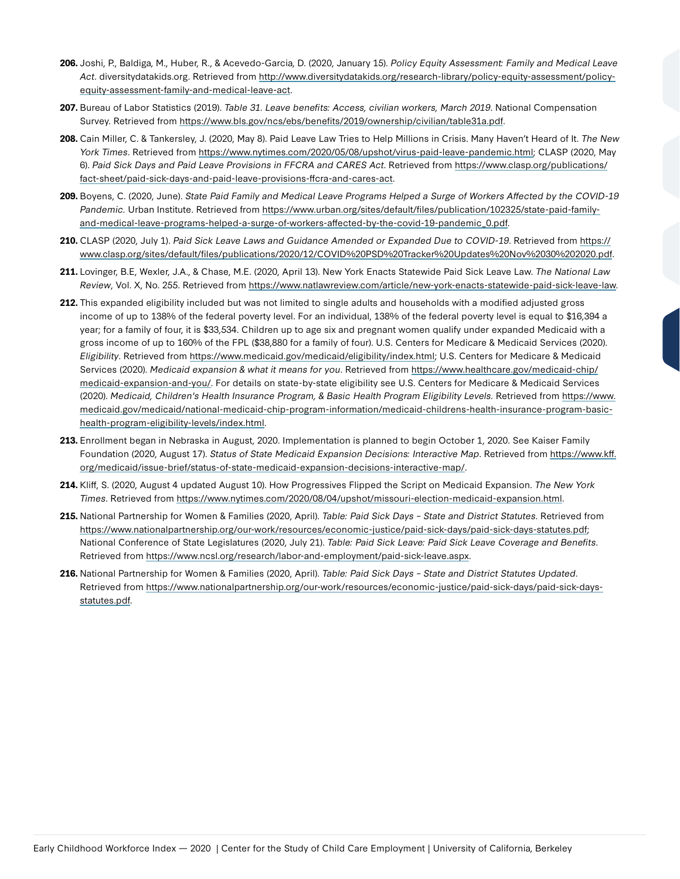**206.** Joshi, P., Baldiga, M., Huber, R., & Acevedo-Garcia, D. (2020, January 15). *Policy Equity Assessment: Family and Medical Leave Act*. diversitydatakids.org. Retrieved from http://www.diversitydatakids.org/research-library/policy-equity-assessment/policy-equity-assessment-family-and-medical-leave-act.

**207.** Bureau of Labor Statistics (2019). *Table 31. Leave benefits: Access, civilian workers, March 2019*. National Compensation Survey. Retrieved from https://www.bls.gov/ncs/ebs/benefits/2019/ownership/civilian/table31a.pdf.

**208.** Cain Miller, C. & Tankersley, J. (2020, May 8). Paid Leave Law Tries to Help Millions in Crisis. Many Haven't Heard of It. *The New York Times*. Retrieved from https://www.nytimes.com/2020/05/08/upshot/virus-paid-leave-pandemic.html; CLASP (2020, May 6). *Paid Sick Days and Paid Leave Provisions in FFCRA and CARES Act*. Retrieved from https://www.clasp.org/publications/fact-sheet/paid-sick-days-and-paid-leave-provisions-ffcra-and-cares-act.

**209.** Boyens, C. (2020, June). *State Paid Family and Medical Leave Programs Helped a Surge of Workers Affected by the COVID-19 Pandemic.* Urban Institute. Retrieved from https://www.urban.org/sites/default/files/publication/102325/state-paid-family-and-medical-leave-programs-helped-a-surge-of-workers-affected-by-the-covid-19-pandemic_0.pdf.

**210.** CLASP (2020, July 1). *Paid Sick Leave Laws and Guidance Amended or Expanded Due to COVID-19*. Retrieved from https://www.clasp.org/sites/default/files/publications/2020/12/COVID%20PSD%20Tracker%20Updates%20Nov%2030%202020.pdf.

**211.** Lovinger, B.E, Wexler, J.A., & Chase, M.E. (2020, April 13). New York Enacts Statewide Paid Sick Leave Law. *The National Law Review*, Vol. X, No. 255. Retrieved from https://www.natlawreview.com/article/new-york-enacts-statewide-paid-sick-leave-law.

**212.** This expanded eligibility included but was not limited to single adults and households with a modified adjusted gross income of up to 138% of the federal poverty level. For an individual, 138% of the federal poverty level is equal to $16,394 a year; for a family of four, it is $33,534. Children up to age six and pregnant women qualify under expanded Medicaid with a gross income of up to 160% of the FPL ($38,880 for a family of four). U.S. Centers for Medicare & Medicaid Services (2020). *Eligibility*. Retrieved from https://www.medicaid.gov/medicaid/eligibility/index.html; U.S. Centers for Medicare & Medicaid Services (2020). *Medicaid expansion & what it means for you*. Retrieved from https://www.healthcare.gov/medicaid-chip/medicaid-expansion-and-you/. For details on state-by-state eligibility see U.S. Centers for Medicare & Medicaid Services (2020). *Medicaid, Children's Health Insurance Program, & Basic Health Program Eligibility Levels.* Retrieved from https://www.medicaid.gov/medicaid/national-medicaid-chip-program-information/medicaid-childrens-health-insurance-program-basic-health-program-eligibility-levels/index.html.

**213.** Enrollment began in Nebraska in August, 2020. Implementation is planned to begin October 1, 2020. See Kaiser Family Foundation (2020, August 17). *Status of State Medicaid Expansion Decisions: Interactive Map*. Retrieved from https://www.kff.org/medicaid/issue-brief/status-of-state-medicaid-expansion-decisions-interactive-map/.

**214.** Kliff, S. (2020, August 4 updated August 10). How Progressives Flipped the Script on Medicaid Expansion. *The New York Times*. Retrieved from https://www.nytimes.com/2020/08/04/upshot/missouri-election-medicaid-expansion.html.

**215.** National Partnership for Women & Families (2020, April). *Table: Paid Sick Days – State and District Statutes*. Retrieved from https://www.nationalpartnership.org/our-work/resources/economic-justice/paid-sick-days/paid-sick-days-statutes.pdf; National Conference of State Legislatures (2020, July 21). *Table: Paid Sick Leave: Paid Sick Leave Coverage and Benefits*. Retrieved from https://www.ncsl.org/research/labor-and-employment/paid-sick-leave.aspx.

**216.** National Partnership for Women & Families (2020, April). *Table: Paid Sick Days – State and District Statutes Updated*. Retrieved from https://www.nationalpartnership.org/our-work/resources/economic-justice/paid-sick-days/paid-sick-days-statutes.pdf.